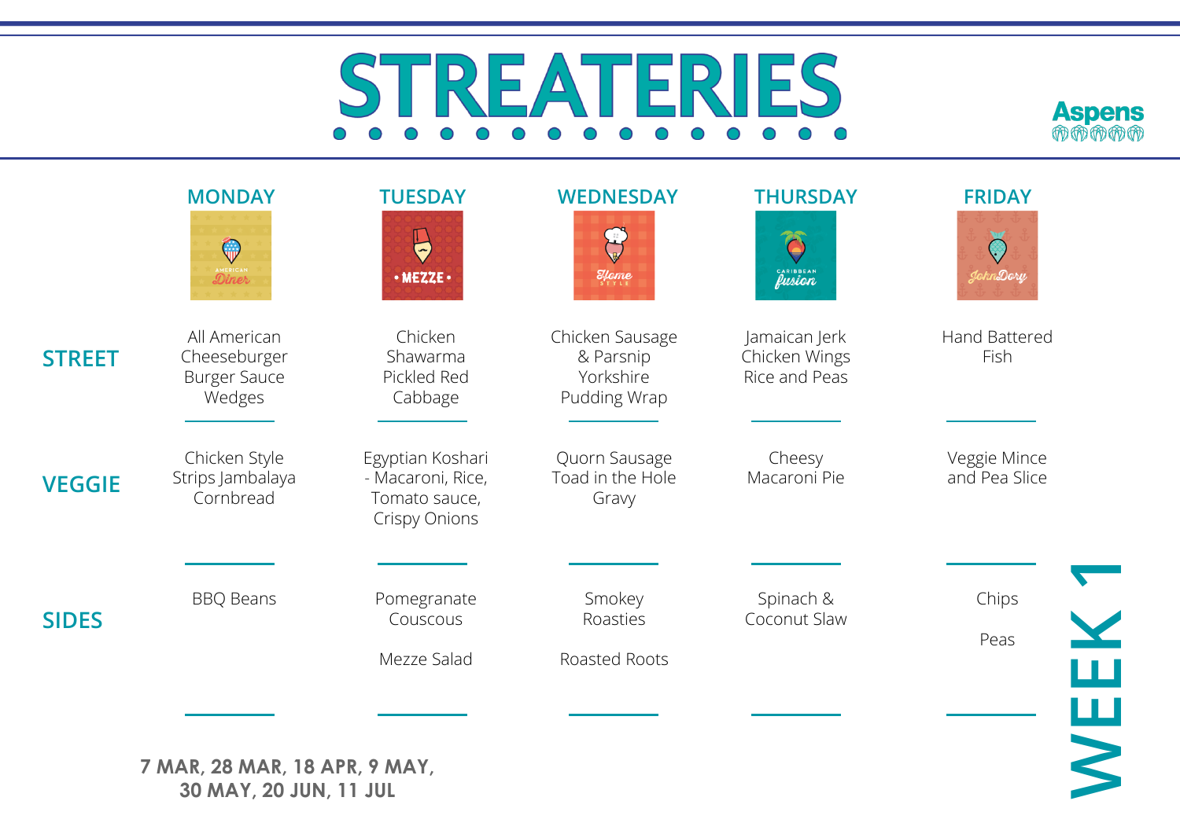# STREATERIES

Aspens

| | MONDAY | TUESDAY | WEDNESDAY | THURSDAY | FRIDAY |
|---|---|---|---|---|---|
| | American Diner | Mezze | Home Style | Caribbean Fusion | John Dory |
| **STREET** | All American Cheeseburger Burger Sauce Wedges | Chicken Shawarma Pickled Red Cabbage | Chicken Sausage & Parsnip Yorkshire Pudding Wrap | Jamaican Jerk Chicken Wings Rice and Peas | Hand Battered Fish |
| **VEGGIE** | Chicken Style Strips Jambalaya Cornbread | Egyptian Koshari - Macaroni, Rice, Tomato sauce, Crispy Onions | Quorn Sausage Toad in the Hole Gravy | Cheesy Macaroni Pie | Veggie Mince and Pea Slice |
| **SIDES** | BBQ Beans | Pomegranate Couscous<br><br>Mezze Salad | Smokey Roasties<br><br>Roasted Roots | Spinach & Coconut Slaw | Chips<br><br>Peas |

**7 MAR, 28 MAR, 18 APR, 9 MAY, 30 MAY, 20 JUN, 11 JUL**

**WEEK 1**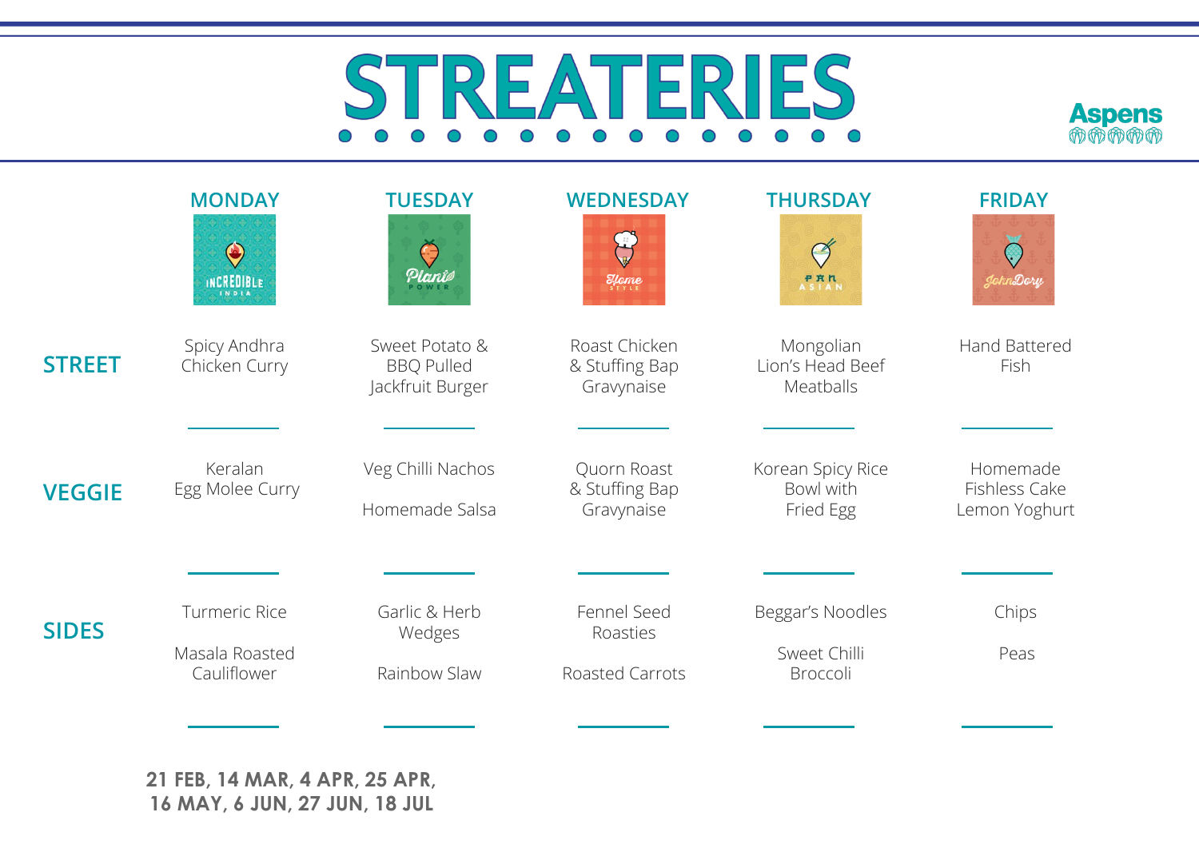# STREATERIES

Aspens

| | MONDAY | TUESDAY | WEDNESDAY | THURSDAY | FRIDAY |
|---|---|---|---|---|---|
| | INCREDIBLE INDIA | Plant POWER | Home STYLE | PAN ASIAN | John Dory |
| **STREET** | Spicy Andhra Chicken Curry | Sweet Potato & BBQ Pulled Jackfruit Burger | Roast Chicken & Stuffing Bap Gravynaise | Mongolian Lion's Head Beef Meatballs | Hand Battered Fish |
| **VEGGIE** | Keralan Egg Molee Curry | Veg Chilli Nachos<br><br>Homemade Salsa | Quorn Roast & Stuffing Bap Gravynaise | Korean Spicy Rice Bowl with Fried Egg | Homemade Fishless Cake Lemon Yoghurt |
| **SIDES** | Turmeric Rice<br><br>Masala Roasted Cauliflower | Garlic & Herb Wedges<br><br>Rainbow Slaw | Fennel Seed Roasties<br><br>Roasted Carrots | Beggar's Noodles<br><br>Sweet Chilli Broccoli | Chips<br><br>Peas |

**21 FEB, 14 MAR, 4 APR, 25 APR, 16 MAY, 6 JUN, 27 JUN, 18 JUL**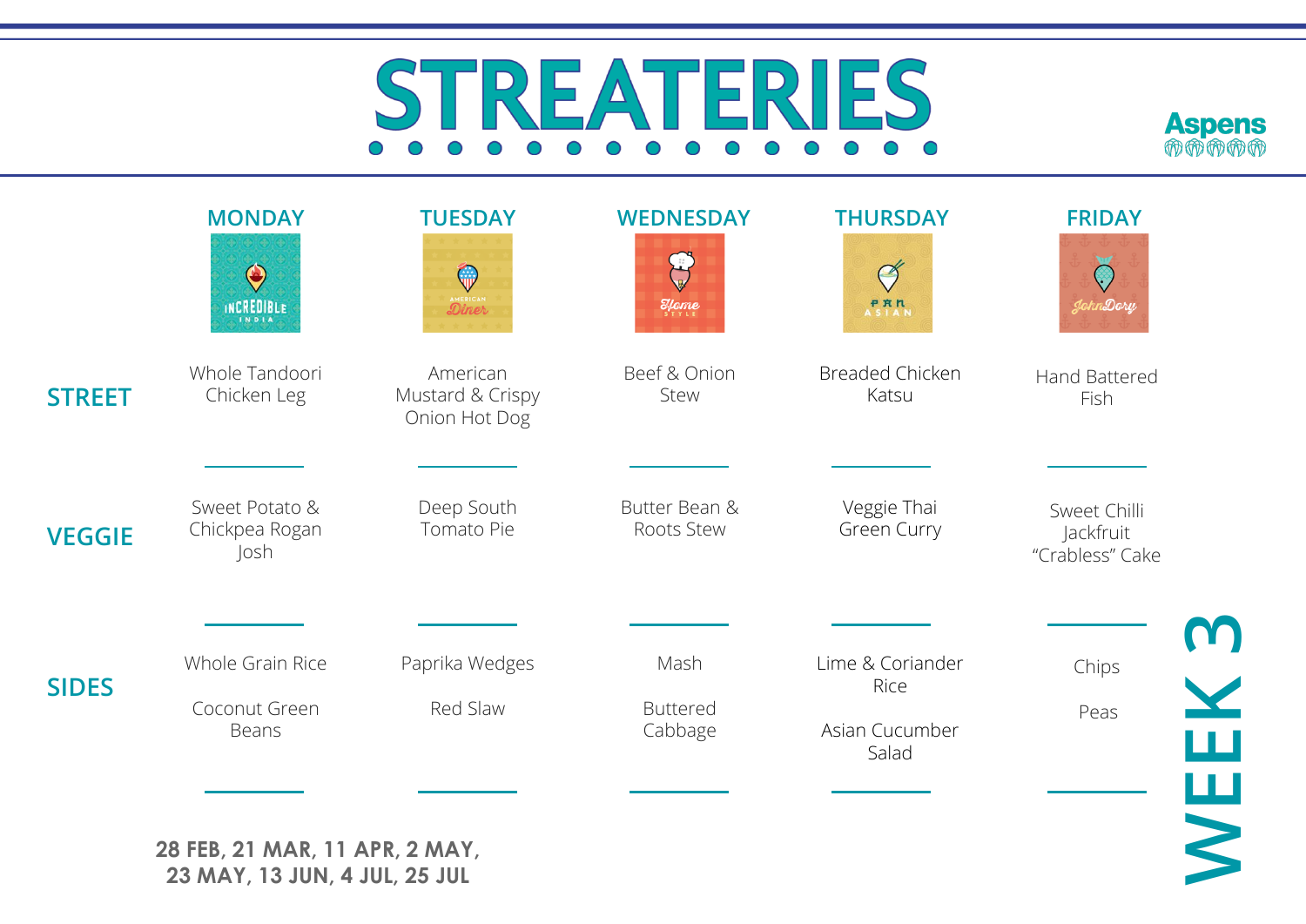# STREATERIES

Aspens

# WEEK 3

| | MONDAY | TUESDAY | WEDNESDAY | THURSDAY | FRIDAY |
|---|---|---|---|---|---|
| | INCREDIBLE INDIA | AMERICAN Diner | Home STYLE | PAN ASIAN | JohnDory |
| **STREET** | Whole Tandoori Chicken Leg | American Mustard & Crispy Onion Hot Dog | Beef & Onion Stew | Breaded Chicken Katsu | Hand Battered Fish |
| **VEGGIE** | Sweet Potato & Chickpea Rogan Josh | Deep South Tomato Pie | Butter Bean & Roots Stew | Veggie Thai Green Curry | Sweet Chilli Jackfruit "Crabless" Cake |
| **SIDES** | Whole Grain Rice<br><br>Coconut Green Beans | Paprika Wedges<br><br>Red Slaw | Mash<br><br>Buttered Cabbage | Lime & Coriander Rice<br><br>Asian Cucumber Salad | Chips<br><br>Peas |

**28 FEB, 21 MAR, 11 APR, 2 MAY, 23 MAY, 13 JUN, 4 JUL, 25 JUL**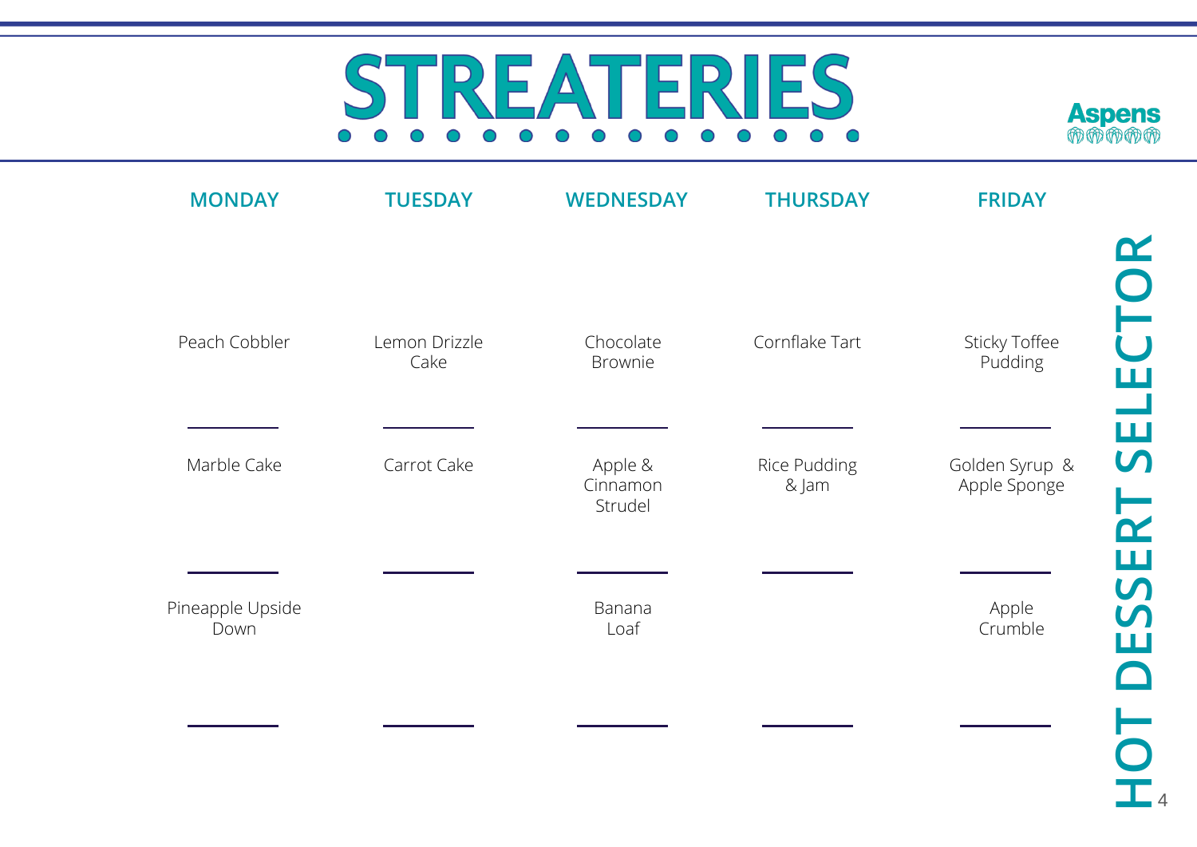# STREATERIES

Aspens

## HOT DESSERT SELECTOR

| MONDAY | TUESDAY | WEDNESDAY | THURSDAY | FRIDAY |
|---|---|---|---|---|
| Peach Cobbler | Lemon Drizzle Cake | Chocolate Brownie | Cornflake Tart | Sticky Toffee Pudding |
| Marble Cake | Carrot Cake | Apple & Cinnamon Strudel | Rice Pudding & Jam | Golden Syrup & Apple Sponge |
| Pineapple Upside Down | | Banana Loaf | | Apple Crumble |